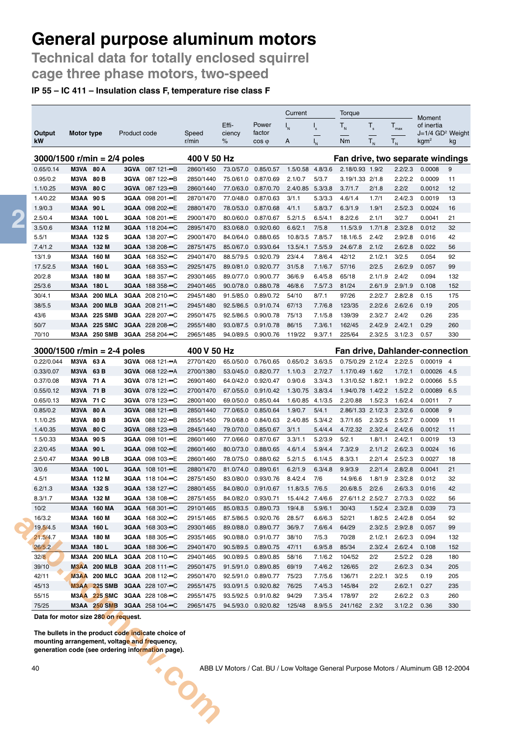# General purpose aluminum motors

## Technical data for totally enclosed squirrel cage three phase motors, two-speed

### IP 55 – IC 411 – Insulation class F, temperature rise class F

| Output kW | Motor type | Product code | Speed r/min | Efficiency % | Power factor cos φ | Current $I_N$ A | Current $I_s/I_N$ | Torque $T_N$ Nm | Torque $T_s/T_N$ | Torque $T_{max}/T_N$ | Moment of inertia J=1/4 GD² kgm² | Weight kg |
|---|---|---|---|---|---|---|---|---|---|---|---|---|
| **3000/1500 r/min = 2/4 poles** | | | **400 V 50 Hz** | | | | **Fan drive, two separate windings** | | | | | |
| 0.65/0.14 | M3VA 80 A | 3GVA 087 121-••B | 2860/1450 | 73.0/57.0 | 0.85/0.57 | 1.5/0.58 | 4.8/3.6 | 2.18/0.93 | 1.9/2 | 2.2/2.3 | 0.0008 | 9 |
| 0.95/0.2 | M3VA 80 B | 3GVA 087 122-••B | 2850/1440 | 75.0/61.0 | 0.87/0.69 | 2.1/0.7 | 5/3.7 | 3.19/1.33 | 2/1.8 | 2.2/2.2 | 0.0009 | 11 |
| 1.1/0.25 | M3VA 80 C | 3GVA 087 123-••B | 2860/1440 | 77.0/63.0 | 0.87/0.70 | 2.4/0.85 | 5.3/3.8 | 3.7/1.7 | 2/1.8 | 2.2/2 | 0.0012 | 12 |
| 1.4/0.22 | M3AA 90 S | 3GAA 098 201-••E | 2870/1470 | 77.0/48.0 | 0.87/0.63 | 3/1.1 | 5.3/3.3 | 4.6/1.4 | 1.7/1 | 2.4/2.3 | 0.0019 | 13 |
| 1.9/0.3 | M3AA 90 L | 3GAA 098 202-••E | 2880/1470 | 78.0/53.0 | 0.87/0.68 | 4/1.1 | 5.8/3.7 | 6.3/1.9 | 1.9/1 | 2.5/2.3 | 0.0024 | 16 |
| 2.5/0.4 | M3AA 100 L | 3GAA 108 201-••E | 2900/1470 | 80.0/60.0 | 0.87/0.67 | 5.2/1.5 | 6.5/4.1 | 8.2/2.6 | 2.1/1 | 3/2.7 | 0.0041 | 21 |
| 3.5/0.6 | M3AA 112 M | 3GAA 118 204-••C | 2895/1470 | 83.0/68.0 | 0.92/0.60 | 6.6/2.1 | 7/5.8 | 11.5/3.9 | 1.7/1.8 | 2.3/2.8 | 0.012 | 32 |
| 5.5/1 | M3AA 132 S | 3GAA 138 207-••C | 2900/1470 | 84.0/64.0 | 0.88/0.65 | 10.8/3.5 | 7.8/5.7 | 18.1/6.5 | 2.4/2 | 2.9/2.8 | 0.016 | 42 |
| 7.4/1.2 | M3AA 132 M | 3GAA 138 208-••C | 2875/1475 | 85.0/67.0 | 0.93/0.64 | 13.5/4.1 | 7.5/5.9 | 24.6/7.8 | 2.1/2 | 2.6/2.8 | 0.022 | 56 |
| 13/1.9 | M3AA 160 M | 3GAA 168 352-••C | 2940/1470 | 88.5/79.5 | 0.92/0.79 | 23/4.4 | 7.8/6.4 | 42/12 | 2.1/2.1 | 3/2.5 | 0.054 | 92 |
| 17.5/2.5 | M3AA 160 L | 3GAA 168 353-••C | 2925/1475 | 89.0/81.0 | 0.92/0.77 | 31/5.8 | 7.1/6.7 | 57/16 | 2/2.5 | 2.6/2.9 | 0.057 | 99 |
| 20/2.8 | M3AA 180 M | 3GAA 188 357-••C | 2930/1465 | 89.0/77.0 | 0.90/0.77 | 36/6.9 | 6.4/5.8 | 65/18 | 2.1/1.9 | 2.4/2 | 0.094 | 132 |
| 25/3.6 | M3AA 180 L | 3GAA 188 358-••C | 2940/1465 | 90.0/78.0 | 0.88/0.78 | 46/8.6 | 7.5/7.3 | 81/24 | 2.6/1.9 | 2.9/1.9 | 0.108 | 152 |
| 30/4.1 | M3AA 200 MLA | 3GAA 208 210-••C | 2945/1480 | 91.5/85.0 | 0.89/0.72 | 54/10 | 8/7.1 | 97/26 | 2.2/2.7 | 2.8/2.8 | 0.15 | 175 |
| 38/5.5 | M3AA 200 MLB | 3GAA 208 211-••C | 2945/1480 | 92.5/86.5 | 0.91/0.74 | 67/13 | 7.7/6.8 | 123/35 | 2.2/2.6 | 2.6/2.6 | 0.19 | 205 |
| 43/6 | M3AA 225 SMB | 3GAA 228 207-••C | 2950/1475 | 92.5/86.5 | 0.90/0.78 | 75/13 | 7.1/5.8 | 139/39 | 2.3/2.7 | 2.4/2 | 0.26 | 235 |
| 50/7 | M3AA 225 SMC | 3GAA 228 208-••C | 2955/1480 | 93.0/87.5 | 0.91/0.78 | 86/15 | 7.3/6.1 | 162/45 | 2.4/2.9 | 2.4/2.1 | 0.29 | 260 |
| 70/10 | M3AA 250 SMB | 3GAA 258 204-••C | 2965/1485 | 94.0/89.5 | 0.90/0.76 | 119/22 | 9.3/7.1 | 225/64 | 2.3/2.5 | 3.1/2.3 | 0.57 | 330 |
| **3000/1500 r/min = 2-4 poles** | | | **400 V 50 Hz** | | | | **Fan drive, Dahlander-connection** | | | | | |
| 0.22/0.044 | M3VA 63 A | 3GVA 068 121-••A | 2770/1420 | 65.0/50.0 | 0.76/0.65 | 0.65/0.2 | 3.6/3.5 | 0.75/0.29 | 2.1/2.4 | 2.2/2.5 | 0.00019 | 4 |
| 0.33/0.07 | M3VA 63 B | 3GVA 068 122-••A | 2700/1380 | 53.0/45.0 | 0.82/0.77 | 1.1/0.3 | 2.7/2.7 | 1.17/0.49 | 1.6/2 | 1.7/2.1 | 0.00026 | 4.5 |
| 0.37/0.08 | M3VA 71 A | 3GVA 078 121-••C | 2690/1460 | 64.0/42.0 | 0.92/0.47 | 0.9/0.6 | 3.3/4.3 | 1.31/0.52 | 1.8/2.1 | 1.9/2.2 | 0.00066 | 5.5 |
| 0.55/0.12 | M3VA 71 B | 3GVA 078 122-••C | 2700/1470 | 67.0/55.0 | 0.91/0.42 | 1.3/0.75 | 3.8/3.4 | 1.94/0.78 | 1.4/2.2 | 1.5/2.2 | 0.00089 | 6.5 |
| 0.65/0.13 | M3VA 71 C | 3GVA 078 123-••C | 2800/1400 | 69.0/50.0 | 0.85/0.44 | 1.6/0.85 | 4.1/3.5 | 2.2/0.88 | 1.5/2.3 | 1.6/2.4 | 0.0011 | 7 |
| 0.85/0.2 | M3VA 80 A | 3GVA 088 121-••B | 2850/1440 | 77.0/65.0 | 0.85/0.64 | 1.9/0.7 | 5/4.1 | 2.86/1.33 | 2.1/2.3 | 2.3/2.6 | 0.0008 | 9 |
| 1.1/0.25 | M3VA 80 B | 3GVA 088 122-••B | 2855/1450 | 79.0/68.0 | 0.84/0.63 | 2.4/0.85 | 5.3/4.2 | 3.7/1.65 | 2.3/2.5 | 2.5/2.7 | 0.0009 | 11 |
| 1.4/0.35 | M3VA 80 C | 3GVA 088 123-••B | 2845/1440 | 79.0/70.0 | 0.85/0.67 | 3/1.1 | 5.4/4.4 | 4.7/2.32 | 2.3/2.4 | 2.4/2.6 | 0.0012 | 11 |
| 1.5/0.33 | M3AA 90 S | 3GAA 098 101-••E | 2860/1460 | 77.0/66.0 | 0.87/0.67 | 3.3/1.1 | 5.2/3.9 | 5/2.1 | 1.8/1.1 | 2.4/2.1 | 0.0019 | 13 |
| 2.2/0.45 | M3AA 90 L | 3GAA 098 102-••E | 2860/1460 | 80.0/73.0 | 0.88/0.65 | 4.6/1.4 | 5.9/4.4 | 7.3/2.9 | 2.1/1.2 | 2.6/2.3 | 0.0024 | 16 |
| 2.5/0.47 | M3AA 90 LB | 3GAA 098 103-••E | 2860/1460 | 78.0/75.0 | 0.88/0.62 | 5.2/1.5 | 6.1/4.5 | 8.3/3.1 | 2.2/1.4 | 2.5/2.3 | 0.0027 | 18 |
| 3/0.6 | M3AA 100 L | 3GAA 108 101-••E | 2880/1470 | 81.0/74.0 | 0.89/0.61 | 6.2/1.9 | 6.3/4.8 | 9.9/3.9 | 2.2/1.4 | 2.8/2.8 | 0.0041 | 21 |
| 4.5/1 | M3AA 112 M | 3GAA 118 104-••C | 2875/1450 | 83.0/80.0 | 0.93/0.76 | 8.4/2.4 | 7/6 | 14.9/6.6 | 1.8/1.9 | 2.3/2.8 | 0.012 | 32 |
| 6.2/1.3 | M3AA 132 S | 3GAA 138 127-••C | 2880/1455 | 84.0/80.0 | 0.91/0.67 | 11.8/3.5 | 7/6.5 | 20.6/8.5 | 2/2.6 | 2.6/3.3 | 0.016 | 42 |
| 8.3/1.7 | M3AA 132 M | 3GAA 138 108-••C | 2875/1455 | 84.0/82.0 | 0.93/0.71 | 15.4/4.2 | 7.4/6.6 | 27.6/11.2 | 2.5/2.7 | 2.7/3.3 | 0.022 | 56 |
| 10/2 | M3AA 160 MA | 3GAA 168 301-••C | 2910/1465 | 85.0/83.5 | 0.89/0.73 | 19/4.8 | 5.9/6.1 | 30/43 | 1.5/2.4 | 2.3/2.8 | 0.039 | 73 |
| 16/3.2 | M3AA 160 M | 3GAA 168 302-••C | 2915/1465 | 87.5/86.5 | 0.92/0.76 | 28.5/7 | 6.6/6.3 | 52/21 | 1.8/2.5 | 2.4/2.8 | 0.054 | 92 |
| 19.5/4.5 | M3AA 160 L | 3GAA 168 303-••C | 2930/1465 | 89.0/88.0 | 0.89/0.77 | 36/9.7 | 7.6/6.4 | 64/29 | 2.3/2.5 | 2.9/2.8 | 0.057 | 99 |
| 21.5/4.7 | M3AA 180 M | 3GAA 188 305-••C | 2935/1465 | 90.0/88.0 | 0.91/0.77 | 38/10 | 7/5.3 | 70/28 | 2.1/2.1 | 2.6/2.3 | 0.094 | 132 |
| 26/5.2 | M3AA 180 L | 3GAA 188 306-••C | 2940/1470 | 90.5/89.5 | 0.89/0.75 | 47/11 | 6.9/5.8 | 85/34 | 2.3/2.4 | 2.6/2.4 | 0.108 | 152 |
| 32/8 | M3AA 200 MLA | 3GAA 208 110-••C | 2940/1465 | 90.0/89.5 | 0.89/0.85 | 58/16 | 7.1/6.2 | 104/52 | 2/2 | 2.5/2.2 | 0.28 | 180 |
| 39/10 | M3AA 200 MLB | 3GAA 208 111-••C | 2950/1475 | 91.5/91.0 | 0.89/0.85 | 69/19 | 7.4/6.2 | 126/65 | 2/2 | 2.6/2.3 | 0.34 | 205 |
| 42/11 | M3AA 200 MLC | 3GAA 208 112-••C | 2950/1470 | 92.5/91.0 | 0.89/0.77 | 75/23 | 7.7/5.6 | 136/71 | 2.2/2.1 | 3/2.5 | 0.19 | 205 |
| 45/13 | M3AA 225 SMB | 3GAA 228 107-••C | 2955/1475 | 93.0/91.5 | 0.92/0.82 | 76/25 | 7.4/5.3 | 145/84 | 2/2 | 2.6/2.1 | 0.27 | 235 |
| 55/15 | M3AA 225 SMC | 3GAA 228 108-••C | 2955/1475 | 93.5/92.5 | 0.91/0.82 | 94/29 | 7.3/5.4 | 178/97 | 2/2 | 2.6/2.2 | 0.3 | 260 |
| 75/25 | M3AA 250 SMB | 3GAA 258 104-••C | 2965/1475 | 94.5/93.0 | 0.92/0.82 | 125/48 | 8.9/5.5 | 241/162 | 2.3/2 | 3.1/2.2 | 0.36 | 330 |

**Data for motor size 280 on request.**

**The bullets in the product code indicate choice of mounting arrangement, voltage and frequency, generation code (see ordering information page).**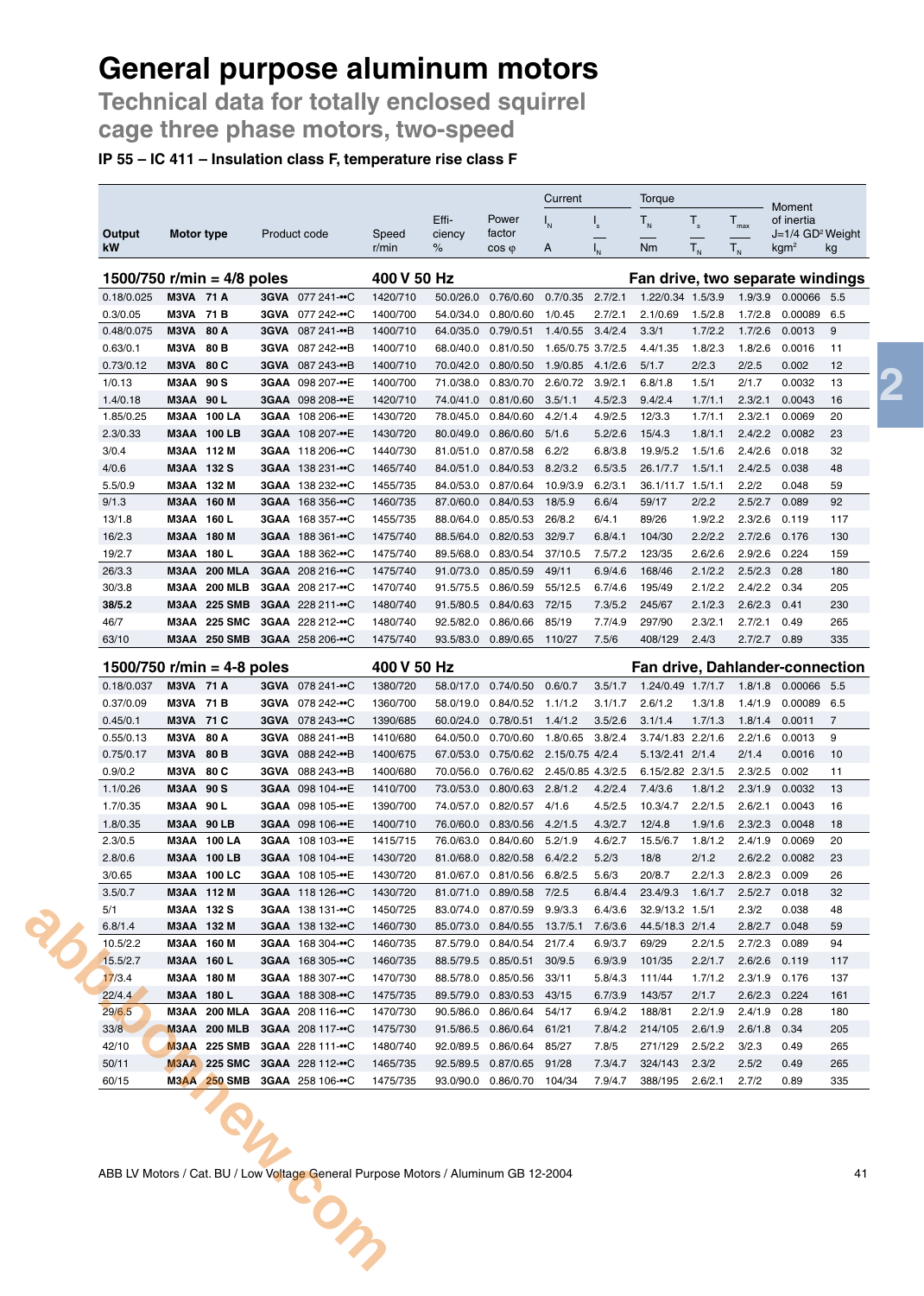# General purpose aluminum motors

## Technical data for totally enclosed squirrel cage three phase motors, two-speed

### IP 55 – IC 411 – Insulation class F, temperature rise class F

| Output kW | Motor type | | Product code | Speed r/min | Efficiency % | Power factor cos φ | Current $I_N$ A | Current $I_s/I_N$ | Torque $T_N$ Nm | Torque $T_s/T_N$ | Torque $T_{max}/T_N$ | Moment of inertia J=1/4 GD² kgm² | Weight kg |
|---|---|---|---|---|---|---|---|---|---|---|---|---|---|
| **1500/750 r/min = 4/8 poles** | | | | **400 V 50 Hz** | | | | **Fan drive, two separate windings** | | | | | |
| 0.18/0.025 | M3VA | 71 A | 3GVA 077 241-••C | 1420/710 | 50.0/26.0 | 0.76/0.60 | 0.7/0.35 | 2.7/2.1 | 1.22/0.34 | 1.5/3.9 | 1.9/3.9 | 0.00066 | 5.5 |
| 0.3/0.05 | M3VA | 71 B | 3GVA 077 242-••C | 1400/700 | 54.0/34.0 | 0.80/0.60 | 1/0.45 | 2.7/2.1 | 2.1/0.69 | 1.5/2.8 | 1.7/2.8 | 0.00089 | 6.5 |
| 0.48/0.075 | M3VA | 80 A | 3GVA 087 241-••B | 1400/710 | 64.0/35.0 | 0.79/0.51 | 1.4/0.55 | 3.4/2.4 | 3.3/1 | 1.7/2.2 | 1.7/2.6 | 0.0013 | 9 |
| 0.63/0.1 | M3VA | 80 B | 3GVA 087 242-••B | 1400/710 | 68.0/40.0 | 0.81/0.50 | 1.65/0.75 | 3.7/2.5 | 4.4/1.35 | 1.8/2.3 | 1.8/2.6 | 0.0016 | 11 |
| 0.73/0.12 | M3VA | 80 C | 3GVA 087 243-••B | 1400/710 | 70.0/42.0 | 0.80/0.50 | 1.9/0.85 | 4.1/2.6 | 5/1.7 | 2/2.3 | 2/2.5 | 0.002 | 12 |
| 1/0.13 | M3AA | 90 S | 3GAA 098 207-••E | 1400/700 | 71.0/38.0 | 0.83/0.70 | 2.6/0.72 | 3.9/2.1 | 6.8/1.8 | 1.5/1 | 2/1.7 | 0.0032 | 13 |
| 1.4/0.18 | M3AA | 90 L | 3GAA 098 208-••E | 1420/710 | 74.0/41.0 | 0.81/0.60 | 3.5/1.1 | 4.5/2.3 | 9.4/2.4 | 1.7/1.1 | 2.3/2.1 | 0.0043 | 16 |
| 1.85/0.25 | M3AA | 100 LA | 3GAA 108 206-••E | 1430/720 | 78.0/45.0 | 0.84/0.60 | 4.2/1.4 | 4.9/2.5 | 12/3.3 | 1.7/1.1 | 2.3/2.1 | 0.0069 | 20 |
| 2.3/0.33 | M3AA | 100 LB | 3GAA 108 207-••E | 1430/720 | 80.0/49.0 | 0.86/0.60 | 5/1.6 | 5.2/2.6 | 15/4.3 | 1.8/1.1 | 2.4/2.2 | 0.0082 | 23 |
| 3/0.4 | M3AA | 112 M | 3GAA 118 206-••C | 1440/730 | 81.0/51.0 | 0.87/0.58 | 6.2/2 | 6.8/3.8 | 19.9/5.2 | 1.5/1.6 | 2.4/2.6 | 0.018 | 32 |
| 4/0.6 | M3AA | 132 S | 3GAA 138 231-••C | 1465/740 | 84.0/51.0 | 0.84/0.53 | 8.2/3.2 | 6.5/3.5 | 26.1/7.7 | 1.5/1.1 | 2.4/2.5 | 0.038 | 48 |
| 5.5/0.9 | M3AA | 132 M | 3GAA 138 232-••C | 1455/735 | 84.0/53.0 | 0.87/0.64 | 10.9/3.9 | 6.2/3.1 | 36.1/11.7 | 1.5/1.1 | 2.2/2 | 0.048 | 59 |
| 9/1.3 | M3AA | 160 M | 3GAA 168 356-••C | 1460/735 | 87.0/60.0 | 0.84/0.53 | 18/5.9 | 6.6/4 | 59/17 | 2/2.2 | 2.5/2.7 | 0.089 | 92 |
| 13/1.8 | M3AA | 160 L | 3GAA 168 357-••C | 1455/735 | 88.0/64.0 | 0.85/0.53 | 26/8.2 | 6/4.1 | 89/26 | 1.9/2.2 | 2.3/2.6 | 0.119 | 117 |
| 16/2.3 | M3AA | 180 M | 3GAA 188 361-••C | 1475/740 | 88.5/64.0 | 0.82/0.53 | 32/9.7 | 6.8/4.1 | 104/30 | 2.2/2.2 | 2.7/2.6 | 0.176 | 130 |
| 19/2.7 | M3AA | 180 L | 3GAA 188 362-••C | 1475/740 | 89.5/68.0 | 0.83/0.54 | 37/10.5 | 7.5/7.2 | 123/35 | 2.6/2.6 | 2.9/2.6 | 0.224 | 159 |
| 26/3.3 | M3AA | 200 MLA | 3GAA 208 216-••C | 1475/740 | 91.0/73.0 | 0.85/0.59 | 49/11 | 6.9/4.6 | 168/46 | 2.1/2.2 | 2.5/2.3 | 0.28 | 180 |
| 30/3.8 | M3AA | 200 MLB | 3GAA 208 217-••C | 1470/740 | 91.5/75.5 | 0.86/0.59 | 55/12.5 | 6.7/4.6 | 195/49 | 2.1/2.2 | 2.4/2.2 | 0.34 | 205 |
| **38/5.2** | M3AA | 225 SMB | 3GAA 228 211-••C | 1480/740 | 91.5/80.5 | 0.84/0.63 | 72/15 | 7.3/5.2 | 245/67 | 2.1/2.3 | 2.6/2.3 | 0.41 | 230 |
| 46/7 | M3AA | 225 SMC | 3GAA 228 212-••C | 1480/740 | 92.5/82.0 | 0.86/0.66 | 85/19 | 7.7/4.9 | 297/90 | 2.3/2.1 | 2.7/2.1 | 0.49 | 265 |
| 63/10 | M3AA | 250 SMB | 3GAA 258 206-••C | 1475/740 | 93.5/83.0 | 0.89/0.65 | 110/27 | 7.5/6 | 408/129 | 2.4/3 | 2.7/2.7 | 0.89 | 335 |
| **1500/750 r/min = 4-8 poles** | | | | **400 V 50 Hz** | | | | **Fan drive, Dahlander-connection** | | | | | |
| 0.18/0.037 | M3VA | 71 A | 3GVA 078 241-••C | 1380/720 | 58.0/17.0 | 0.74/0.50 | 0.6/0.7 | 3.5/1.7 | 1.24/0.49 | 1.7/1.7 | 1.8/1.8 | 0.00066 | 5.5 |
| 0.37/0.09 | M3VA | 71 B | 3GVA 078 242-••C | 1360/700 | 58.0/19.0 | 0.84/0.52 | 1.1/1.2 | 3.1/1.7 | 2.6/1.2 | 1.3/1.8 | 1.4/1.9 | 0.00089 | 6.5 |
| 0.45/0.1 | M3VA | 71 C | 3GVA 078 243-••C | 1390/685 | 60.0/24.0 | 0.78/0.51 | 1.4/1.2 | 3.5/2.6 | 3.1/1.4 | 1.7/1.3 | 1.8/1.4 | 0.0011 | 7 |
| 0.55/0.13 | M3VA | 80 A | 3GVA 088 241-••B | 1410/680 | 64.0/50.0 | 0.70/0.60 | 1.8/0.65 | 3.8/2.4 | 3.74/1.83 | 2.2/1.6 | 2.2/1.6 | 0.0013 | 9 |
| 0.75/0.17 | M3VA | 80 B | 3GVA 088 242-••B | 1400/675 | 67.0/53.0 | 0.75/0.62 | 2.15/0.75 | 4/2.4 | 5.13/2.41 | 2/1.4 | 2/1.4 | 0.0016 | 10 |
| 0.9/0.2 | M3VA | 80 C | 3GVA 088 243-••B | 1400/680 | 70.0/56.0 | 0.76/0.62 | 2.45/0.85 | 4.3/2.5 | 6.15/2.82 | 2.3/1.5 | 2.3/2.5 | 0.002 | 11 |
| 1.1/0.26 | M3AA | 90 S | 3GAA 098 104-••E | 1410/700 | 73.0/53.0 | 0.80/0.63 | 2.8/1.2 | 4.2/2.4 | 7.4/3.6 | 1.8/1.2 | 2.3/1.9 | 0.0032 | 13 |
| 1.7/0.35 | M3AA | 90 L | 3GAA 098 105-••E | 1390/700 | 74.0/57.0 | 0.82/0.57 | 4/1.6 | 4.5/2.5 | 10.3/4.7 | 2.2/1.5 | 2.6/2.1 | 0.0043 | 16 |
| 1.8/0.35 | M3AA | 90 LB | 3GAA 098 106-••E | 1400/710 | 76.0/60.0 | 0.83/0.56 | 4.2/1.5 | 4.3/2.7 | 12/4.8 | 1.9/1.6 | 2.3/2.3 | 0.0048 | 18 |
| 2.3/0.5 | M3AA | 100 LA | 3GAA 108 103-••E | 1415/715 | 76.0/63.0 | 0.84/0.60 | 5.2/1.9 | 4.6/2.7 | 15.5/6.7 | 1.8/1.2 | 2.4/1.9 | 0.0069 | 20 |
| 2.8/0.6 | M3AA | 100 LB | 3GAA 108 104-••E | 1430/720 | 81.0/68.0 | 0.82/0.58 | 6.4/2.2 | 5.2/3 | 18/8 | 2/1.2 | 2.6/2.2 | 0.0082 | 23 |
| 3/0.65 | M3AA | 100 LC | 3GAA 108 105-••E | 1430/720 | 81.0/67.0 | 0.81/0.56 | 6.8/2.5 | 5.6/3 | 20/8.7 | 2.2/1.3 | 2.8/2.3 | 0.009 | 26 |
| 3.5/0.7 | M3AA | 112 M | 3GAA 118 126-••C | 1430/720 | 81.0/71.0 | 0.89/0.58 | 7/2.5 | 6.8/4.4 | 23.4/9.3 | 1.6/1.7 | 2.5/2.7 | 0.018 | 32 |
| 5/1 | M3AA | 132 S | 3GAA 138 131-••C | 1450/725 | 83.0/74.0 | 0.87/0.59 | 9.9/3.3 | 6.4/3.6 | 32.9/13.2 | 1.5/1 | 2.3/2 | 0.038 | 48 |
| 6.8/1.4 | M3AA | 132 M | 3GAA 138 132-••C | 1460/730 | 85.0/73.0 | 0.84/0.55 | 13.7/5.1 | 7.6/3.6 | 44.5/18.3 | 2/1.4 | 2.8/2.7 | 0.048 | 59 |
| 10.5/2.2 | M3AA | 160 M | 3GAA 168 304-••C | 1460/735 | 87.5/79.0 | 0.84/0.54 | 21/7.4 | 6.9/3.7 | 69/29 | 2.2/1.5 | 2.7/2.3 | 0.089 | 94 |
| 15.5/2.7 | M3AA | 160 L | 3GAA 168 305-••C | 1460/735 | 88.5/79.5 | 0.85/0.51 | 30/9.5 | 6.9/3.9 | 101/35 | 2.2/1.7 | 2.6/2.6 | 0.119 | 117 |
| 17/3.4 | M3AA | 180 M | 3GAA 188 307-••C | 1470/730 | 88.5/78.0 | 0.85/0.56 | 33/11 | 5.8/4.3 | 111/44 | 1.7/1.2 | 2.3/1.9 | 0.176 | 137 |
| 22/4.4 | M3AA | 180 L | 3GAA 188 308-••C | 1475/735 | 89.5/79.0 | 0.83/0.53 | 43/15 | 6.7/3.9 | 143/57 | 2/1.7 | 2.6/2.3 | 0.224 | 161 |
| 29/6.5 | M3AA | 200 MLA | 3GAA 208 116-••C | 1470/730 | 90.5/86.0 | 0.86/0.64 | 54/17 | 6.9/4.2 | 188/81 | 2.2/1.9 | 2.4/1.9 | 0.28 | 180 |
| 33/8 | M3AA | 200 MLB | 3GAA 208 117-••C | 1475/730 | 91.5/86.5 | 0.86/0.64 | 61/21 | 7.8/4.2 | 214/105 | 2.6/1.9 | 2.6/1.8 | 0.34 | 205 |
| 42/10 | M3AA | 225 SMB | 3GAA 228 111-••C | 1480/740 | 92.0/89.5 | 0.86/0.64 | 85/27 | 7.8/5 | 271/129 | 2.5/2.2 | 3/2.3 | 0.49 | 265 |
| 50/11 | M3AA | 225 SMC | 3GAA 228 112-••C | 1465/735 | 92.5/89.5 | 0.87/0.65 | 91/28 | 7.3/4.7 | 324/143 | 2.3/2 | 2.5/2 | 0.49 | 265 |
| 60/15 | M3AA | 250 SMB | 3GAA 258 106-••C | 1475/735 | 93.0/90.0 | 0.86/0.70 | 104/34 | 7.9/4.7 | 388/195 | 2.6/2.1 | 2.7/2 | 0.89 | 335 |

ABB LV Motors / Cat. BU / Low Voltage General Purpose Motors / Aluminum GB 12-2004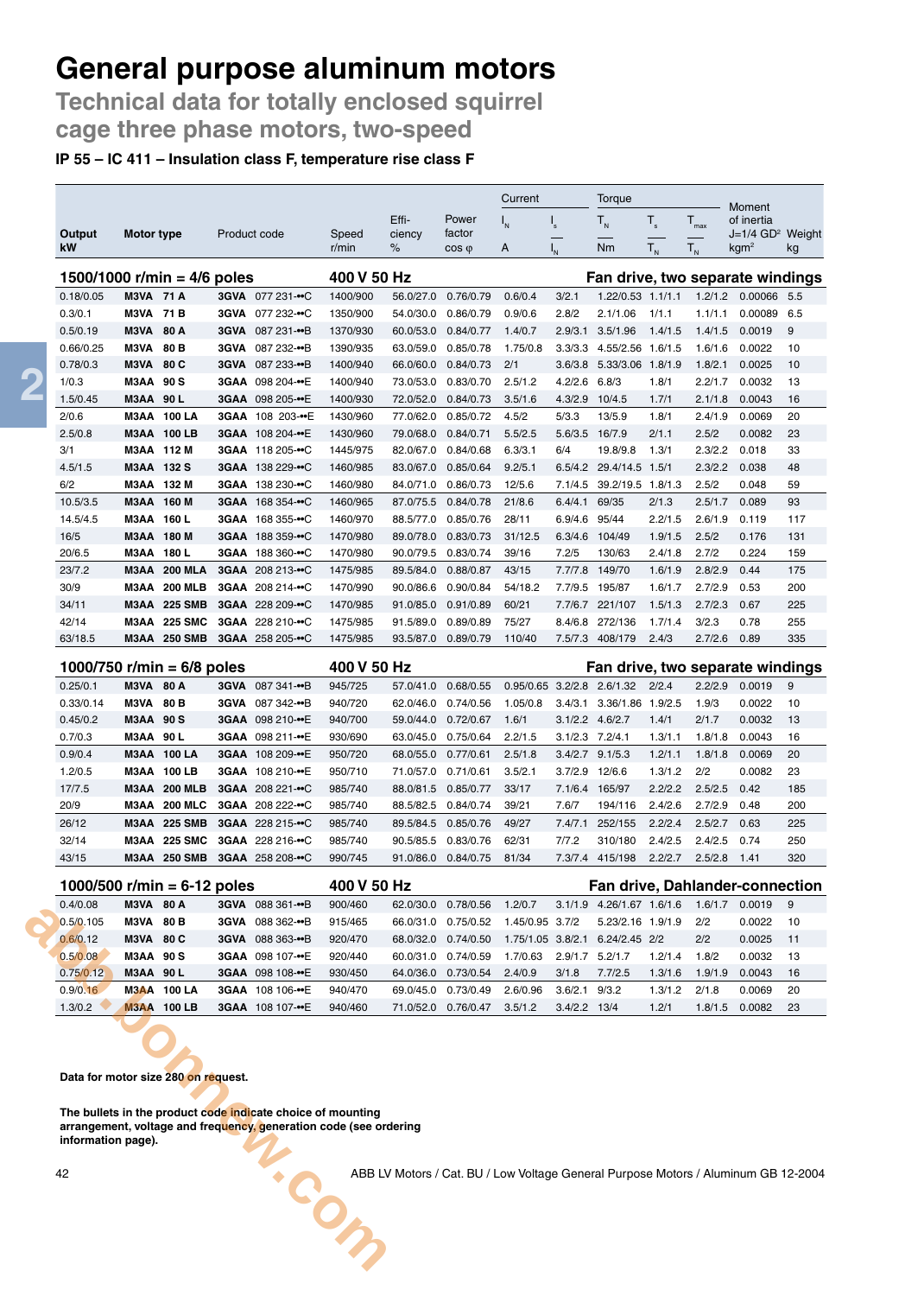# General purpose aluminum motors

## Technical data for totally enclosed squirrel cage three phase motors, two-speed

**IP 55 – IC 411 – Insulation class F, temperature rise class F**

| Output kW | Motor type | Product code | Speed r/min | Efficiency % | Power factor cos φ | Current $I_N$ A | Current $I_s/I_N$ | Torque $T_N$ Nm | Torque $T_s/T_N$ | Torque $T_{max}/T_N$ | Moment of inertia J=1/4 GD² kgm² | Weight kg |
|---|---|---|---|---|---|---|---|---|---|---|---|---|
| **1500/1000 r/min = 4/6 poles** | | | **400 V 50 Hz** | | | | | | **Fan drive, two separate windings** | | | |
| 0.18/0.05 | M3VA 71 A | 3GVA 077 231-••C | 1400/900 | 56.0/27.0 | 0.76/0.79 | 0.6/0.4 | 3/2.1 | 1.22/0.53 | 1.1/1.1 | 1.2/1.2 | 0.00066 | 5.5 |
| 0.3/0.1 | M3VA 71 B | 3GVA 077 232-••C | 1350/900 | 54.0/30.0 | 0.86/0.79 | 0.9/0.6 | 2.8/2 | 2.1/1.06 | 1/1.1 | 1.1/1.1 | 0.00089 | 6.5 |
| 0.5/0.19 | M3VA 80 A | 3GVA 087 231-••B | 1370/930 | 60.0/53.0 | 0.84/0.77 | 1.4/0.7 | 2.9/3.1 | 3.5/1.96 | 1.4/1.5 | 1.4/1.5 | 0.0019 | 9 |
| 0.66/0.25 | M3VA 80 B | 3GVA 087 232-••B | 1390/935 | 63.0/59.0 | 0.85/0.78 | 1.75/0.8 | 3.3/3.3 | 4.55/2.56 | 1.6/1.5 | 1.6/1.6 | 0.0022 | 10 |
| 0.78/0.3 | M3VA 80 C | 3GVA 087 233-••B | 1400/940 | 66.0/60.0 | 0.84/0.73 | 2/1 | 3.6/3.8 | 5.33/3.06 | 1.8/1.9 | 1.8/2.1 | 0.0025 | 10 |
| 1/0.3 | M3AA 90 S | 3GAA 098 204-••E | 1400/940 | 73.0/53.0 | 0.83/0.70 | 2.5/1.2 | 4.2/2.6 | 6.8/3 | 1.8/1 | 2.2/1.7 | 0.0032 | 13 |
| 1.5/0.45 | M3AA 90 L | 3GAA 098 205-••E | 1400/930 | 72.0/52.0 | 0.84/0.73 | 3.5/1.6 | 4.3/2.9 | 10/4.5 | 1.7/1 | 2.1/1.8 | 0.0043 | 16 |
| 2/0.6 | M3AA 100 LA | 3GAA 108 203-••E | 1430/960 | 77.0/62.0 | 0.85/0.72 | 4.5/2 | 5/3.3 | 13/5.9 | 1.8/1 | 2.4/1.9 | 0.0069 | 20 |
| 2.5/0.8 | M3AA 100 LB | 3GAA 108 204-••E | 1430/960 | 79.0/68.0 | 0.84/0.71 | 5.5/2.5 | 5.6/3.5 | 16/7.9 | 2/1.1 | 2.5/2 | 0.0082 | 23 |
| 3/1 | M3AA 112 M | 3GAA 118 205-••C | 1445/975 | 82.0/67.0 | 0.84/0.68 | 6.3/3.1 | 6/4 | 19.8/9.8 | 1.3/1 | 2.3/2.2 | 0.018 | 33 |
| 4.5/1.5 | M3AA 132 S | 3GAA 138 229-••C | 1460/985 | 83.0/67.0 | 0.85/0.64 | 9.2/5.1 | 6.5/4.2 | 29.4/14.5 | 1.5/1 | 2.3/2.2 | 0.038 | 48 |
| 6/2 | M3AA 132 M | 3GAA 138 230-••C | 1460/980 | 84.0/71.0 | 0.86/0.73 | 12/5.6 | 7.1/4.5 | 39.2/19.5 | 1.8/1.3 | 2.5/2 | 0.048 | 59 |
| 10.5/3.5 | M3AA 160 M | 3GAA 168 354-••C | 1460/965 | 87.0/75.5 | 0.84/0.78 | 21/8.6 | 6.4/4.1 | 69/35 | 2/1.3 | 2.5/1.7 | 0.089 | 93 |
| 14.5/4.5 | M3AA 160 L | 3GAA 168 355-••C | 1460/970 | 88.5/77.0 | 0.85/0.76 | 28/11 | 6.9/4.6 | 95/44 | 2.2/1.5 | 2.6/1.9 | 0.119 | 117 |
| 16/5 | M3AA 180 M | 3GAA 188 359-••C | 1470/980 | 89.0/78.0 | 0.83/0.73 | 31/12.5 | 6.3/4.6 | 104/49 | 1.9/1.5 | 2.5/2 | 0.176 | 131 |
| 20/6.5 | M3AA 180 L | 3GAA 188 360-••C | 1470/980 | 90.0/79.5 | 0.83/0.74 | 39/16 | 7.2/5 | 130/63 | 2.4/1.8 | 2.7/2 | 0.224 | 159 |
| 23/7.2 | M3AA 200 MLA | 3GAA 208 213-••C | 1475/985 | 89.5/84.0 | 0.88/0.87 | 43/15 | 7.7/7.8 | 149/70 | 1.6/1.9 | 2.8/2.9 | 0.44 | 175 |
| 30/9 | M3AA 200 MLB | 3GAA 208 214-••C | 1470/990 | 90.0/86.6 | 0.90/0.84 | 54/18.2 | 7.7/9.5 | 195/87 | 1.6/1.7 | 2.7/2.9 | 0.53 | 200 |
| 34/11 | M3AA 225 SMB | 3GAA 228 209-••C | 1470/985 | 91.0/85.0 | 0.91/0.89 | 60/21 | 7.7/6.7 | 221/107 | 1.5/1.3 | 2.7/2.3 | 0.67 | 225 |
| 42/14 | M3AA 225 SMC | 3GAA 228 210-••C | 1475/985 | 91.5/89.0 | 0.89/0.89 | 75/27 | 8.4/6.8 | 272/136 | 1.7/1.4 | 3/2.3 | 0.78 | 255 |
| 63/18.5 | M3AA 250 SMB | 3GAA 258 205-••C | 1475/985 | 93.5/87.0 | 0.89/0.79 | 110/40 | 7.5/7.3 | 408/179 | 2.4/3 | 2.7/2.6 | 0.89 | 335 |
| **1000/750 r/min = 6/8 poles** | | | **400 V 50 Hz** | | | | | | **Fan drive, two separate windings** | | | |
| 0.25/0.1 | M3VA 80 A | 3GVA 087 341-••B | 945/725 | 57.0/41.0 | 0.68/0.55 | 0.95/0.65 | 3.2/2.8 | 2.6/1.32 | 2/2.4 | 2.2/2.9 | 0.0019 | 9 |
| 0.33/0.14 | M3VA 80 B | 3GVA 087 342-••B | 940/720 | 62.0/46.0 | 0.74/0.56 | 1.05/0.8 | 3.4/3.1 | 3.36/1.86 | 1.9/2.5 | 1.9/3 | 0.0022 | 10 |
| 0.45/0.2 | M3AA 90 S | 3GAA 098 210-••E | 940/700 | 59.0/44.0 | 0.72/0.67 | 1.6/1 | 3.1/2.2 | 4.6/2.7 | 1.4/1 | 2/1.7 | 0.0032 | 13 |
| 0.7/0.3 | M3AA 90 L | 3GAA 098 211-••E | 930/690 | 63.0/45.0 | 0.75/0.64 | 2.2/1.5 | 3.1/2.3 | 7.2/4.1 | 1.3/1.1 | 1.8/1.8 | 0.0043 | 16 |
| 0.9/0.4 | M3AA 100 LA | 3GAA 108 209-••E | 950/720 | 66.0/50.0 | 0.77/0.61 | 2.5/1.8 | 3.4/2.7 | 9.1/5.3 | 1.2/1.1 | 1.8/1.8 | 0.0069 | 20 |
| 1.2/0.5 | M3AA 100 LB | 3GAA 108 210-••E | 950/710 | 71.0/57.0 | 0.71/0.61 | 3.5/2.1 | 3.7/2.9 | 12/6.6 | 1.3/1.2 | 2/2 | 0.0082 | 23 |
| 17/7.5 | M3AA 200 MLB | 3GAA 208 221-••C | 985/740 | 88.0/81.5 | 0.85/0.77 | 33/17 | 7.1/6.4 | 165/97 | 2.2/2.2 | 2.5/2.5 | 0.42 | 185 |
| 20/9 | M3AA 200 MLC | 3GAA 208 222-••C | 985/740 | 88.5/82.5 | 0.84/0.74 | 39/21 | 7.6/7 | 194/116 | 2.4/2.6 | 2.7/2.9 | 0.48 | 200 |
| 26/12 | M3AA 225 SMB | 3GAA 228 215-••C | 985/740 | 89.5/84.5 | 0.85/0.76 | 49/27 | 7.4/7.1 | 252/155 | 2.2/2.4 | 2.5/2.7 | 0.63 | 225 |
| 32/14 | M3AA 225 SMC | 3GAA 228 216-••C | 985/740 | 90.5/85.5 | 0.83/0.76 | 62/31 | 7/7.2 | 310/180 | 2.4/2.5 | 2.4/2.5 | 0.74 | 250 |
| 43/15 | M3AA 250 SMB | 3GAA 258 208-••C | 990/745 | 91.0/86.0 | 0.84/0.75 | 81/34 | 7.3/7.4 | 415/198 | 2.2/2.7 | 2.5/2.8 | 1.41 | 320 |
| **1000/500 r/min = 6-12 poles** | | | **400 V 50 Hz** | | | | | | **Fan drive, Dahlander-connection** | | | |
| 0.4/0.08 | M3VA 80 A | 3GVA 088 361-••B | 900/460 | 62.0/30.0 | 0.78/0.56 | 1.2/0.7 | 3.1/1.9 | 4.26/1.67 | 1.6/1.6 | 1.6/1.7 | 0.0019 | 9 |
| 0.5/0.105 | M3VA 80 B | 3GVA 088 362-••B | 915/465 | 66.0/31.0 | 0.75/0.52 | 1.45/0.95 | 3.7/2 | 5.23/2.16 | 1.9/1.9 | 2/2 | 0.0022 | 10 |
| 0.6/0.12 | M3VA 80 C | 3GVA 088 363-••B | 920/470 | 68.0/32.0 | 0.74/0.50 | 1.75/1.05 | 3.8/2.1 | 6.24/2.45 | 2/2 | 2/2 | 0.0025 | 11 |
| 0.5/0.08 | M3AA 90 S | 3GAA 098 107-••E | 920/440 | 60.0/31.0 | 0.74/0.59 | 1.7/0.63 | 2.9/1.7 | 5.2/1.7 | 1.2/1.4 | 1.8/2 | 0.0032 | 13 |
| 0.75/0.12 | M3AA 90 L | 3GAA 098 108-••E | 930/450 | 64.0/36.0 | 0.73/0.54 | 2.4/0.9 | 3/1.8 | 7.7/2.5 | 1.3/1.6 | 1.9/1.9 | 0.0043 | 16 |
| 0.9/0.16 | M3AA 100 LA | 3GAA 108 106-••E | 940/470 | 69.0/45.0 | 0.73/0.49 | 2.6/0.96 | 3.6/2.1 | 9/3.2 | 1.3/1.2 | 2/1.8 | 0.0069 | 20 |
| 1.3/0.2 | M3AA 100 LB | 3GAA 108 107-••E | 940/460 | 71.0/52.0 | 0.76/0.47 | 3.5/1.2 | 3.4/2.2 | 13/4 | 1.2/1 | 1.8/1.5 | 0.0082 | 23 |

**Data for motor size 280 on request.**

**The bullets in the product code indicate choice of mounting arrangement, voltage and frequency, generation code (see ordering information page).**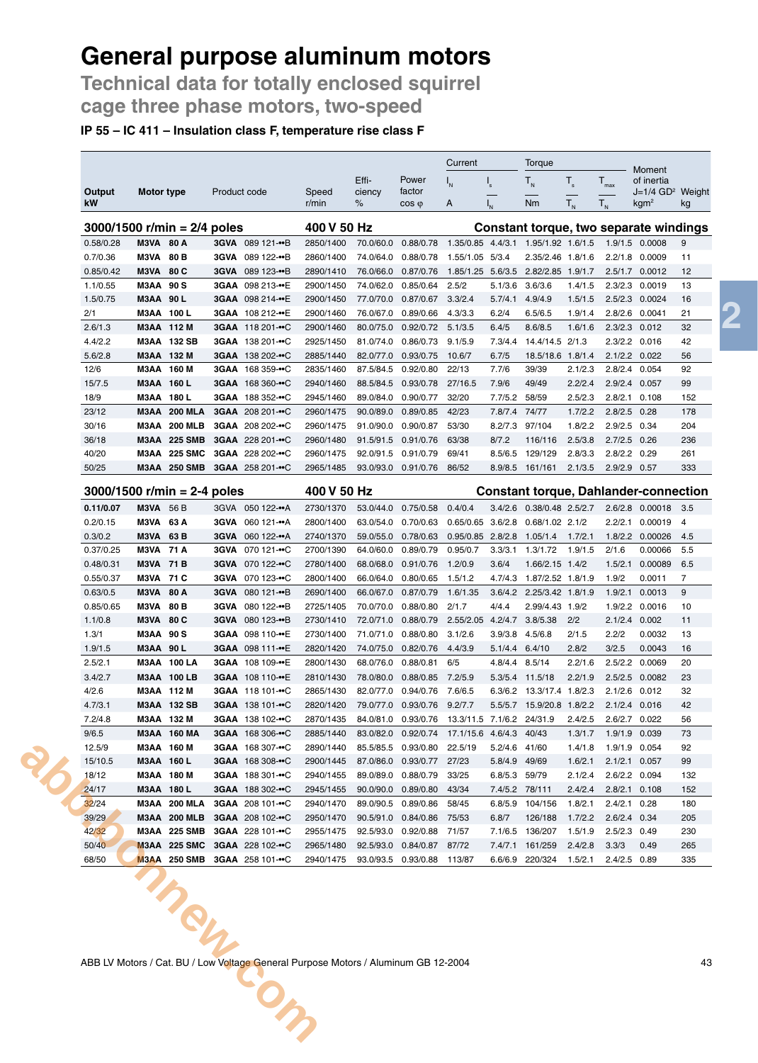# General purpose aluminum motors

## Technical data for totally enclosed squirrel cage three phase motors, two-speed

**IP 55 – IC 411 – Insulation class F, temperature rise class F**

| Output kW | Motor type | Product code | Speed r/min | Efficiency % | Power factor cos φ | Current $I_N$ A | $I_s/I_N$ | Torque $T_N$ Nm | $T_s/T_N$ | $T_{max}/T_N$ | Moment of inertia J=1/4 GD² kgm² | Weight kg |
|---|---|---|---|---|---|---|---|---|---|---|---|---|
| **3000/1500 r/min = 2/4 poles** | | | **400 V 50 Hz** | | | **Constant torque, two separate windings** | | | | | | |
| 0.58/0.28 | M3VA 80 A | 3GVA 089 121-••B | 2850/1400 | 70.0/60.0 | 0.88/0.78 | 1.35/0.85 | 4.4/3.1 | 1.95/1.92 | 1.6/1.5 | 1.9/1.5 | 0.0008 | 9 |
| 0.7/0.36 | M3VA 80 B | 3GVA 089 122-••B | 2860/1400 | 74.0/64.0 | 0.88/0.78 | 1.55/1.05 | 5/3.4 | 2.35/2.46 | 1.8/1.6 | 2.2/1.8 | 0.0009 | 11 |
| 0.85/0.42 | M3VA 80 C | 3GVA 089 123-••B | 2890/1410 | 76.0/66.0 | 0.87/0.76 | 1.85/1.25 | 5.6/3.5 | 2.82/2.85 | 1.9/1.7 | 2.5/1.7 | 0.0012 | 12 |
| 1.1/0.55 | M3AA 90 S | 3GAA 098 213-••E | 2900/1450 | 74.0/62.0 | 0.85/0.64 | 2.5/2 | 5.1/3.6 | 3.6/3.6 | 1.4/1.5 | 2.3/2.3 | 0.0019 | 13 |
| 1.5/0.75 | M3AA 90 L | 3GAA 098 214-••E | 2900/1450 | 77.0/70.0 | 0.87/0.67 | 3.3/2.4 | 5.7/4.1 | 4.9/4.9 | 1.5/1.5 | 2.5/2.3 | 0.0024 | 16 |
| 2/1 | M3AA 100 L | 3GAA 108 212-••E | 2900/1460 | 76.0/67.0 | 0.89/0.66 | 4.3/3.3 | 6.2/4 | 6.5/6.5 | 1.9/1.4 | 2.8/2.6 | 0.0041 | 21 |
| 2.6/1.3 | M3AA 112 M | 3GAA 118 201-••C | 2900/1460 | 80.0/75.0 | 0.92/0.72 | 5.1/3.5 | 6.4/5 | 8.6/8.5 | 1.6/1.6 | 2.3/2.3 | 0.012 | 32 |
| 4.4/2.2 | M3AA 132 SB | 3GAA 138 201-••C | 2925/1450 | 81.0/74.0 | 0.86/0.73 | 9.1/5.9 | 7.3/4.4 | 14.4/14.5 | 2/1.3 | 2.3/2.2 | 0.016 | 42 |
| 5.6/2.8 | M3AA 132 M | 3GAA 138 202-••C | 2885/1440 | 82.0/77.0 | 0.93/0.75 | 10.6/7 | 6.7/5 | 18.5/18.6 | 1.8/1.4 | 2.1/2.2 | 0.022 | 56 |
| 12/6 | M3AA 160 M | 3GAA 168 359-••C | 2835/1460 | 87.5/84.5 | 0.92/0.80 | 22/13 | 7.7/6 | 39/39 | 2.1/2.3 | 2.8/2.4 | 0.054 | 92 |
| 15/7.5 | M3AA 160 L | 3GAA 168 360-••C | 2940/1460 | 88.5/84.5 | 0.93/0.78 | 27/16.5 | 7.9/6 | 49/49 | 2.2/2.4 | 2.9/2.4 | 0.057 | 99 |
| 18/9 | M3AA 180 L | 3GAA 188 352-••C | 2945/1460 | 89.0/84.0 | 0.90/0.77 | 32/20 | 7.7/5.2 | 58/59 | 2.5/2.3 | 2.8/2.1 | 0.108 | 152 |
| 23/12 | M3AA 200 MLA | 3GAA 208 201-••C | 2960/1475 | 90.0/89.0 | 0.89/0.85 | 42/23 | 7.8/7.4 | 74/77 | 1.7/2.2 | 2.8/2.5 | 0.28 | 178 |
| 30/16 | M3AA 200 MLB | 3GAA 208 202-••C | 2960/1475 | 91.0/90.0 | 0.90/0.87 | 53/30 | 8.2/7.3 | 97/104 | 1.8/2.2 | 2.9/2.5 | 0.34 | 204 |
| 36/18 | M3AA 225 SMB | 3GAA 228 201-••C | 2960/1480 | 91.5/91.5 | 0.91/0.76 | 63/38 | 8/7.2 | 116/116 | 2.5/3.8 | 2.7/2.5 | 0.26 | 236 |
| 40/20 | M3AA 225 SMC | 3GAA 228 202-••C | 2960/1475 | 92.0/91.5 | 0.91/0.79 | 69/41 | 8.5/6.5 | 129/129 | 2.8/3.3 | 2.8/2.2 | 0.29 | 261 |
| 50/25 | M3AA 250 SMB | 3GAA 258 201-••C | 2965/1485 | 93.0/93.0 | 0.91/0.76 | 86/52 | 8.9/8.5 | 161/161 | 2.1/3.5 | 2.9/2.9 | 0.57 | 333 |
| **3000/1500 r/min = 2-4 poles** | | | **400 V 50 Hz** | | | **Constant torque, Dahlander-connection** | | | | | | |
| 0.11/0.07 | M3VA 56 B | 3GVA 050 122-••A | 2730/1370 | 53.0/44.0 | 0.75/0.58 | 0.4/0.4 | 3.4/2.6 | 0.38/0.48 | 2.5/2.7 | 2.6/2.8 | 0.00018 | 3.5 |
| 0.2/0.15 | M3VA 63 A | 3GVA 060 121-••A | 2800/1400 | 63.0/54.0 | 0.70/0.63 | 0.65/0.65 | 3.6/2.8 | 0.68/1.02 | 2.1/2 | 2.2/2.1 | 0.00019 | 4 |
| 0.3/0.2 | M3VA 63 B | 3GVA 060 122-••A | 2740/1370 | 59.0/55.0 | 0.78/0.63 | 0.95/0.85 | 2.8/2.8 | 1.05/1.4 | 1.7/2.1 | 1.8/2.2 | 0.00026 | 4.5 |
| 0.37/0.25 | M3VA 71 A | 3GVA 070 121-••C | 2700/1390 | 64.0/60.0 | 0.89/0.79 | 0.95/0.7 | 3.3/3.1 | 1.3/1.72 | 1.9/1.5 | 2/1.6 | 0.00066 | 5.5 |
| 0.48/0.31 | M3VA 71 B | 3GVA 070 122-••C | 2780/1400 | 68.0/68.0 | 0.91/0.76 | 1.2/0.9 | 3.6/4 | 1.66/2.15 | 1.4/2 | 1.5/2.1 | 0.00089 | 6.5 |
| 0.55/0.37 | M3VA 71 C | 3GVA 070 123-••C | 2800/1400 | 66.0/64.0 | 0.80/0.65 | 1.5/1.2 | 4.7/4.3 | 1.87/2.52 | 1.8/1.9 | 1.9/2 | 0.0011 | 7 |
| 0.63/0.5 | M3VA 80 A | 3GVA 080 121-••B | 2690/1400 | 66.0/67.0 | 0.87/0.79 | 1.6/1.35 | 3.6/4.2 | 2.25/3.42 | 1.8/1.9 | 1.9/2.1 | 0.0013 | 9 |
| 0.85/0.65 | M3VA 80 B | 3GVA 080 122-••B | 2725/1405 | 70.0/70.0 | 0.88/0.80 | 2/1.7 | 4/4.4 | 2.99/4.43 | 1.9/2 | 1.9/2.2 | 0.0016 | 10 |
| 1.1/0.8 | M3VA 80 C | 3GVA 080 123-••B | 2730/1410 | 72.0/71.0 | 0.88/0.79 | 2.55/2.05 | 4.2/4.7 | 3.8/5.38 | 2/2 | 2.1/2.4 | 0.002 | 11 |
| 1.3/1 | M3AA 90 S | 3GAA 098 110-••E | 2730/1400 | 71.0/71.0 | 0.88/0.80 | 3.1/2.6 | 3.9/3.8 | 4.5/6.8 | 2/1.5 | 2.2/2 | 0.0032 | 13 |
| 1.9/1.5 | M3AA 90 L | 3GAA 098 111-••E | 2820/1420 | 74.0/75.0 | 0.82/0.76 | 4.4/3.9 | 5.1/4.4 | 6.4/10 | 2.8/2 | 3/2.5 | 0.0043 | 16 |
| 2.5/2.1 | M3AA 100 LA | 3GAA 108 109-••E | 2800/1430 | 68.0/76.0 | 0.88/0.81 | 6/5 | 4.8/4.4 | 8.5/14 | 2.2/1.6 | 2.5/2.2 | 0.0069 | 20 |
| 3.4/2.7 | M3AA 100 LB | 3GAA 108 110-••E | 2810/1430 | 78.0/80.0 | 0.88/0.85 | 7.2/5.9 | 5.3/5.4 | 11.5/18 | 2.2/1.9 | 2.5/2.5 | 0.0082 | 23 |
| 4/2.6 | M3AA 112 M | 3GAA 118 101-••C | 2865/1430 | 82.0/77.0 | 0.94/0.76 | 7.6/6.5 | 6.3/6.2 | 13.3/17.4 | 1.8/2.3 | 2.1/2.6 | 0.012 | 32 |
| 4.7/3.1 | M3AA 132 SB | 3GAA 138 101-••C | 2820/1420 | 79.0/77.0 | 0.93/0.76 | 9.2/7.7 | 5.5/5.7 | 15.9/20.8 | 1.8/2.2 | 2.1/2.4 | 0.016 | 42 |
| 7.2/4.8 | M3AA 132 M | 3GAA 138 102-••C | 2870/1435 | 84.0/81.0 | 0.93/0.76 | 13.3/11.5 | 7.1/6.2 | 24/31.9 | 2.4/2.5 | 2.6/2.7 | 0.022 | 56 |
| 9/6.5 | M3AA 160 MA | 3GAA 168 306-••C | 2885/1440 | 83.0/82.0 | 0.92/0.74 | 17.1/15.6 | 4.6/4.3 | 40/43 | 1.3/1.7 | 1.9/1.9 | 0.039 | 73 |
| 12.5/9 | M3AA 160 M | 3GAA 168 307-••C | 2890/1440 | 85.5/85.5 | 0.93/0.80 | 22.5/19 | 5.2/4.6 | 41/60 | 1.4/1.8 | 1.9/1.9 | 0.054 | 92 |
| 15/10.5 | M3AA 160 L | 3GAA 168 308-••C | 2900/1445 | 87.0/86.0 | 0.93/0.77 | 27/23 | 5.8/4.9 | 49/69 | 1.6/2.1 | 2.1/2.1 | 0.057 | 99 |
| 18/12 | M3AA 180 M | 3GAA 188 301-••C | 2940/1455 | 89.0/89.0 | 0.88/0.79 | 33/25 | 6.8/5.3 | 59/79 | 2.1/2.4 | 2.6/2.2 | 0.094 | 132 |
| 24/17 | M3AA 180 L | 3GAA 188 302-••C | 2945/1455 | 90.0/90.0 | 0.89/0.80 | 43/34 | 7.4/5.2 | 78/111 | 2.4/2.4 | 2.8/2.1 | 0.108 | 152 |
| 32/24 | M3AA 200 MLA | 3GAA 208 101-••C | 2940/1470 | 89.0/90.5 | 0.89/0.86 | 58/45 | 6.8/5.9 | 104/156 | 1.8/2.1 | 2.4/2.1 | 0.28 | 180 |
| 39/29 | M3AA 200 MLB | 3GAA 208 102-••C | 2950/1470 | 90.5/91.0 | 0.84/0.86 | 75/53 | 6.8/7 | 126/188 | 1.7/2.2 | 2.6/2.4 | 0.34 | 205 |
| 42/32 | M3AA 225 SMB | 3GAA 228 101-••C | 2955/1475 | 92.5/93.0 | 0.92/0.88 | 71/57 | 7.1/6.5 | 136/207 | 1.5/1.9 | 2.5/2.3 | 0.49 | 230 |
| 50/40 | M3AA 225 SMC | 3GAA 228 102-••C | 2965/1480 | 92.5/93.0 | 0.84/0.87 | 87/72 | 7.4/7.1 | 161/259 | 2.4/2.8 | 3.3/3 | 0.49 | 265 |
| 68/50 | M3AA 250 SMB | 3GAA 258 101-••C | 2940/1475 | 93.0/93.5 | 0.93/0.88 | 113/87 | 6.6/6.9 | 220/324 | 1.5/2.1 | 2.4/2.5 | 0.89 | 335 |

ABB LV Motors / Cat. BU / Low Voltage General Purpose Motors / Aluminum GB 12-2004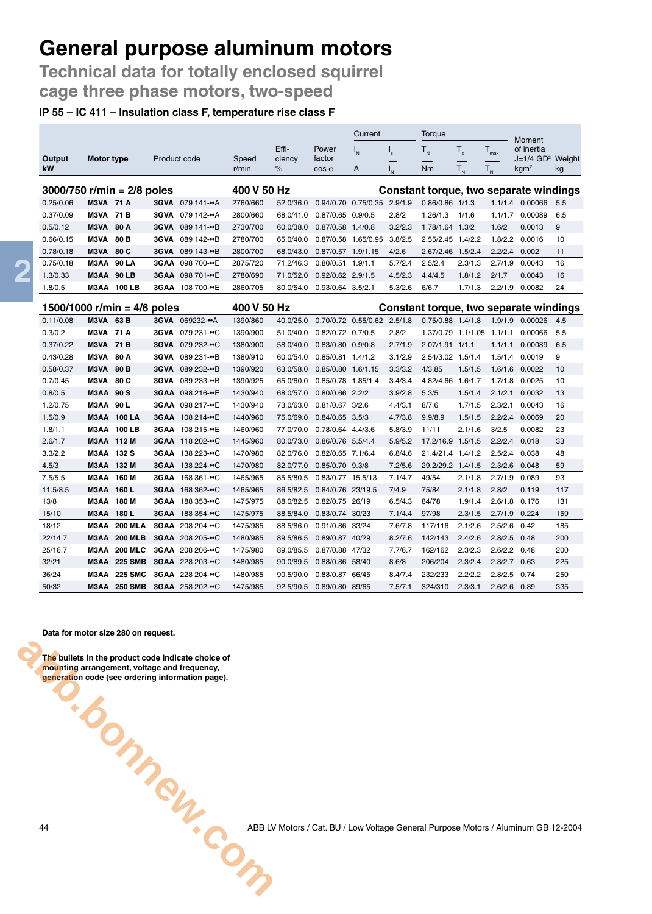# General purpose aluminum motors

## Technical data for totally enclosed squirrel cage three phase motors, two-speed

### IP 55 – IC 411 – Insulation class F, temperature rise class F

| Output kW | Motor type | Product code | Speed r/min | Efficiency % | Power factor cos φ | Current $I_N$ A | Current $I_s/I_N$ | Torque $T_N$ Nm | Torque $T_s/T_N$ | Torque $T_{max}/T_N$ | Moment of inertia J=1/4 GD² kgm² | Weight kg |
|---|---|---|---|---|---|---|---|---|---|---|---|---|
| **3000/750 r/min = 2/8 poles** | | | **400 V 50 Hz** | | | **Constant torque, two separate windings** | | | | | | |
| 0.25/0.06 | M3VA 71 A | 3GVA 079 141-••A | 2760/660 | 52.0/36.0 | 0.94/0.70 | 0.75/0.35 | 2.9/1.9 | 0.86/0.86 | 1/1.3 | 1.1/1.4 | 0.00066 | 5.5 |
| 0.37/0.09 | M3VA 71 B | 3GVA 079 142-••A | 2800/660 | 68.0/41.0 | 0.87/0.65 | 0.9/0.5 | 2.8/2 | 1.26/1.3 | 1/1.6 | 1.1/1.7 | 0.00089 | 6.5 |
| 0.5/0.12 | M3VA 80 A | 3GVA 089 141-••B | 2730/700 | 60.0/38.0 | 0.87/0.58 | 1.4/0.8 | 3.2/2.3 | 1.78/1.64 | 1.3/2 | 1.6/2 | 0.0013 | 9 |
| 0.66/0.15 | M3VA 80 B | 3GVA 089 142-••B | 2780/700 | 65.0/40.0 | 0.87/0.58 | 1.65/0.95 | 3.8/2.5 | 2.55/2.45 | 1.4/2.2 | 1.8/2.2 | 0.0016 | 10 |
| 0.78/0.18 | M3VA 80 C | 3GVA 089 143-••B | 2800/700 | 68.0/43.0 | 0.87/0.57 | 1.9/1.15 | 4/2.6 | 2.67/2.46 | 1.5/2.4 | 2.2/2.4 | 0.002 | 11 |
| 0.75/0.18 | M3AA 90 LA | 3GAA 098 700-••E | 2875/720 | 71.2/46.3 | 0.80/0.51 | 1.9/1.1 | 5.7/2.4 | 2.5/2.4 | 2.3/1.3 | 2.7/1.9 | 0.0043 | 16 |
| 1.3/0.33 | M3AA 90 LB | 3GAA 098 701-••E | 2780/690 | 71.0/52.0 | 0.92/0.62 | 2.9/1.5 | 4.5/2.3 | 4.4/4.5 | 1.8/1.2 | 2/1.7 | 0.0043 | 16 |
| 1.8/0.5 | M3AA 100 LB | 3GAA 108 700-••E | 2860/705 | 80.0/54.0 | 0.93/0.64 | 3.5/2.1 | 5.3/2.6 | 6/6.7 | 1.7/1.3 | 2.2/1.9 | 0.0082 | 24 |
| **1500/1000 r/min = 4/6 poles** | | | **400 V 50 Hz** | | | **Constant torque, two separate windings** | | | | | | |
| 0.11/0.08 | M3VA 63 B | 3GVA 069232-••A | 1390/860 | 40.0/25.0 | 0.70/0.72 | 0.55/0.62 | 2.5/1.8 | 0.75/0.88 | 1.4/1.8 | 1.9/1.9 | 0.00026 | 4.5 |
| 0.3/0.2 | M3VA 71 A | 3GVA 079 231-••C | 1390/900 | 51.0/40.0 | 0.82/0.72 | 0.7/0.5 | 2.8/2 | 1.37/0.79 | 1.1/1.05 | 1.1/1.1 | 0.00066 | 5.5 |
| 0.37/0.22 | M3VA 71 B | 3GVA 079 232-••C | 1380/900 | 58.0/40.0 | 0.83/0.80 | 0.9/0.8 | 2.7/1.9 | 2.07/1.91 | 1/1.1 | 1.1/1.1 | 0.00089 | 6.5 |
| 0.43/0.28 | M3VA 80 A | 3GVA 089 231-••B | 1380/910 | 60.0/54.0 | 0.85/0.81 | 1.4/1.2 | 3.1/2.9 | 2.54/3.02 | 1.5/1.4 | 1.5/1.4 | 0.0019 | 9 |
| 0.58/0.37 | M3VA 80 B | 3GVA 089 232-••B | 1390/920 | 63.0/58.0 | 0.85/0.80 | 1.6/1.15 | 3.3/3.2 | 4/3.85 | 1.5/1.5 | 1.6/1.6 | 0.0022 | 10 |
| 0.7/0.45 | M3VA 80 C | 3GVA 089 233-••B | 1390/925 | 65.0/60.0 | 0.85/0.78 | 1.85/1.4 | 3.4/3.4 | 4.82/4.66 | 1.6/1.7 | 1.7/1.8 | 0.0025 | 10 |
| 0.8/0.5 | M3AA 90 S | 3GAA 098 216-••E | 1430/940 | 68.0/57.0 | 0.80/0.66 | 2.2/2 | 3.9/2.8 | 5.3/5 | 1.5/1.4 | 2.1/2.1 | 0.0032 | 13 |
| 1.2/0.75 | M3AA 90 L | 3GAA 098 217-••E | 1430/940 | 73.0/63.0 | 0.81/0.67 | 3/2.6 | 4.4/3.1 | 8/7.6 | 1.7/1.5 | 2.3/2.1 | 0.0043 | 16 |
| 1.5/0.9 | M3AA 100 LA | 3GAA 108 214-••E | 1440/960 | 75.0/69.0 | 0.84/0.65 | 3.5/3 | 4.7/3.8 | 9.9/8.9 | 1.5/1.5 | 2.2/2.4 | 0.0069 | 20 |
| 1.8/1.1 | M3AA 100 LB | 3GAA 108 215-••E | 1460/960 | 77.0/70.0 | 0.78/0.64 | 4.4/3.6 | 5.8/3.9 | 11/11 | 2.1/1.6 | 3/2.5 | 0.0082 | 23 |
| 2.6/1.7 | M3AA 112 M | 3GAA 118 202-••C | 1445/960 | 80.0/73.0 | 0.86/0.76 | 5.5/4.4 | 5.9/5.2 | 17.2/16.9 | 1.5/1.5 | 2.2/2.4 | 0.018 | 33 |
| 3.3/2.2 | M3AA 132 S | 3GAA 138 223-••C | 1470/980 | 82.0/76.0 | 0.82/0.65 | 7.1/6.4 | 6.8/4.6 | 21.4/21.4 | 1.4/1.2 | 2.5/2.4 | 0.038 | 48 |
| 4.5/3 | M3AA 132 M | 3GAA 138 224-••C | 1470/980 | 82.0/77.0 | 0.85/0.70 | 9.3/8 | 7.2/5.6 | 29.2/29.2 | 1.4/1.5 | 2.3/2.6 | 0.048 | 59 |
| 7.5/5.5 | M3AA 160 M | 3GAA 168 361-••C | 1465/965 | 85.5/80.5 | 0.83/0.77 | 15.5/13 | 7.1/4.7 | 49/54 | 2.1/1.8 | 2.7/1.9 | 0.089 | 93 |
| 11.5/8.5 | M3AA 160 L | 3GAA 168 362-••C | 1465/965 | 86.5/82.5 | 0.84/0.76 | 23/19.5 | 7/4.9 | 75/84 | 2.1/1.8 | 2.8/2 | 0.119 | 117 |
| 13/8 | M3AA 180 M | 3GAA 188 353-••C | 1475/975 | 88.0/82.5 | 0.82/0.75 | 26/19 | 6.5/4.3 | 84/78 | 1.9/1.4 | 2.6/1.8 | 0.176 | 131 |
| 15/10 | M3AA 180 L | 3GAA 188 354-••C | 1475/975 | 88.5/84.0 | 0.83/0.74 | 30/23 | 7.1/4.4 | 97/98 | 2.3/1.5 | 2.7/1.9 | 0.224 | 159 |
| 18/12 | M3AA 200 MLA | 3GAA 208 204-••C | 1475/985 | 88.5/86.0 | 0.91/0.86 | 33/24 | 7.6/7.8 | 117/116 | 2.1/2.6 | 2.5/2.6 | 0.42 | 185 |
| 22/14.7 | M3AA 200 MLB | 3GAA 208 205-••C | 1480/985 | 89.5/86.5 | 0.89/0.87 | 40/29 | 8.2/7.6 | 142/143 | 2.4/2.6 | 2.8/2.5 | 0.48 | 200 |
| 25/16.7 | M3AA 200 MLC | 3GAA 208 206-••C | 1475/980 | 89.0/85.5 | 0.87/0.88 | 47/32 | 7.7/6.7 | 162/162 | 2.3/2.3 | 2.6/2.2 | 0.48 | 200 |
| 32/21 | M3AA 225 SMB | 3GAA 228 203-••C | 1480/985 | 90.0/89.5 | 0.88/0.86 | 58/40 | 8.6/8 | 206/204 | 2.3/2.4 | 2.8/2.7 | 0.63 | 225 |
| 36/24 | M3AA 225 SMC | 3GAA 228 204-••C | 1480/985 | 90.5/90.0 | 0.88/0.87 | 66/45 | 8.4/7.4 | 232/233 | 2.2/2.2 | 2.8/2.5 | 0.74 | 250 |
| 50/32 | M3AA 250 SMB | 3GAA 258 202-••C | 1475/985 | 92.5/90.5 | 0.89/0.80 | 89/65 | 7.5/7.1 | 324/310 | 2.3/3.1 | 2.6/2.6 | 0.89 | 335 |

**Data for motor size 280 on request.**

**The bullets in the product code indicate choice of mounting arrangement, voltage and frequency, generation code (see ordering information page).**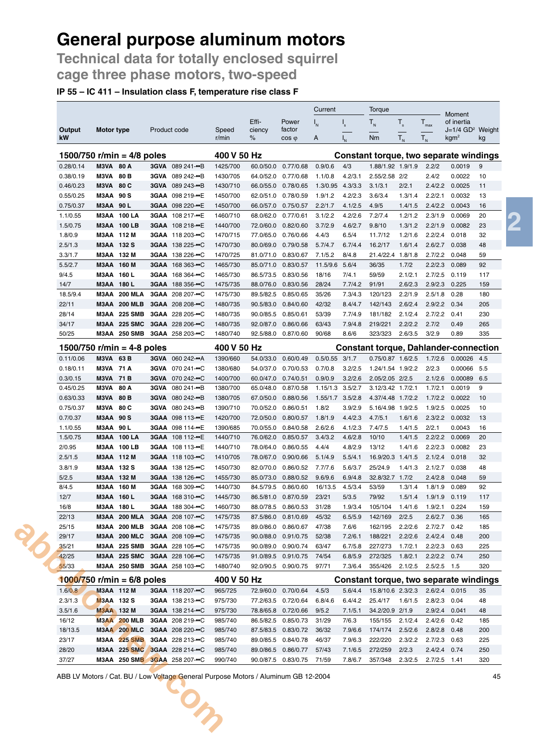# General purpose aluminum motors

## Technical data for totally enclosed squirrel cage three phase motors, two-speed

**IP 55 – IC 411 – Insulation class F, temperature rise class F**

| Output kW | Motor type | Product code | Speed r/min | Efficiency % | Power factor cos φ | Current $I_N$ A | Current $I_s/I_N$ | Torque $T_N$ Nm | Torque $T_s/T_N$ | $T_{max}/T_N$ | Moment of inertia J=1/4 GD² kgm² | Weight kg |
|---|---|---|---|---|---|---|---|---|---|---|---|---|
| **1500/750 r/min = 4/8 poles** | | | **400 V 50 Hz** | | | **Constant torque, two separate windings** | | | | | | |
| 0.28/0.14 | M3VA 80 A | 3GVA 089 241-••B | 1425/700 | 60.0/50.0 | 0.77/0.68 | 0.9/0.6 | 4/3 | 1.88/1.92 | 1.9/1.9 | 2.2/2 | 0.0019 | 9 |
| 0.38/0.19 | M3VA 80 B | 3GVA 089 242-••B | 1430/705 | 64.0/52.0 | 0.77/0.68 | 1.1/0.8 | 4.2/3.1 | 2.55/2.58 | 2/2 | 2.4/2 | 0.0022 | 10 |
| 0.46/0.23 | M3VA 80 C | 3GVA 089 243-••B | 1430/710 | 66.0/55.0 | 0.78/0.65 | 1.3/0.95 | 4.3/3.3 | 3.1/3.1 | 2/2.1 | 2.4/2.2 | 0.0025 | 11 |
| 0.55/0.25 | M3AA 90 S | 3GAA 098 219-••E | 1450/700 | 62.0/51.0 | 0.78/0.59 | 1.9/1.2 | 4.2/2.3 | 3.6/3.4 | 1.3/1.4 | 2.2/2.1 | 0.0032 | 13 |
| 0.75/0.37 | M3AA 90 L | 3GAA 098 220-••E | 1450/700 | 66.0/57.0 | 0.75/0.57 | 2.2/1.7 | 4.1/2.5 | 4.9/5 | 1.4/1.5 | 2.4/2.2 | 0.0043 | 16 |
| 1.1/0.55 | M3AA 100 LA | 3GAA 108 217-••E | 1460/710 | 68.0/62.0 | 0.77/0.61 | 3.1/2.2 | 4.2/2.6 | 7.2/7.4 | 1.2/1.2 | 2.3/1.9 | 0.0069 | 20 |
| 1.5/0.75 | M3AA 100 LB | 3GAA 108 218-••E | 1440/700 | 72.0/60.0 | 0.82/0.60 | 3.7/2.9 | 4.6/2.7 | 9.8/10 | 1.3/1.2 | 2.2/1.9 | 0.0082 | 23 |
| 1.8/0.9 | M3AA 112 M | 3GAA 118 203-••C | 1470/715 | 77.0/65.0 | 0.76/0.66 | 4.4/3 | 6.5/4 | 11.7/12 | 1.2/1.6 | 2.2/2.4 | 0.018 | 32 |
| 2.5/1.3 | M3AA 132 S | 3GAA 138 225-••C | 1470/730 | 80.0/69.0 | 0.79/0.58 | 5.7/4.7 | 6.7/4.4 | 16.2/17 | 1.6/1.4 | 2.6/2.7 | 0.038 | 48 |
| 3.3/1.7 | M3AA 132 M | 3GAA 138 226-••C | 1470/725 | 81.0/71.0 | 0.83/0.67 | 7.1/5.2 | 8/4.8 | 21.4/22.4 | 1.8/1.8 | 2.7/2.2 | 0.048 | 59 |
| 5.5/2.7 | M3AA 160 M | 3GAA 168 363-••C | 1465/730 | 85.0/71.0 | 0.83/0.57 | 11.5/9.6 | 5.6/4 | 36/35 | 1.7/2 | 2.2/2.3 | 0.089 | 92 |
| 9/4.5 | M3AA 160 L | 3GAA 168 364-••C | 1465/730 | 86.5/73.5 | 0.83/0.56 | 18/16 | 7/4.1 | 59/59 | 2.1/2.1 | 2.7/2.5 | 0.119 | 117 |
| 14/7 | M3AA 180 L | 3GAA 188 356-••C | 1475/735 | 88.0/76.0 | 0.83/0.56 | 28/24 | 7.7/4.2 | 91/91 | 2.6/2.3 | 2.9/2.3 | 0.225 | 159 |
| 18.5/9.4 | M3AA 200 MLA | 3GAA 208 207-••C | 1475/730 | 89.5/82.5 | 0.85/0.65 | 35/26 | 7.3/4.3 | 120/123 | 2.2/1.9 | 2.5/1.8 | 0.28 | 180 |
| 22/11 | M3AA 200 MLB | 3GAA 208 208-••C | 1480/735 | 90.5/83.0 | 0.84/0.60 | 42/32 | 8.4/4.7 | 142/143 | 2.6/2.4 | 2.9/2.2 | 0.34 | 205 |
| 28/14 | M3AA 225 SMB | 3GAA 228 205-••C | 1480/735 | 90.0/85.5 | 0.85/0.61 | 53/39 | 7.7/4.9 | 181/182 | 2.1/2.4 | 2.7/2.2 | 0.41 | 230 |
| 34/17 | M3AA 225 SMC | 3GAA 228 206-••C | 1480/735 | 92.0/87.0 | 0.86/0.66 | 63/43 | 7.9/4.8 | 219/221 | 2.2/2.2 | 2.7/2 | 0.49 | 265 |
| 50/25 | M3AA 250 SMB | 3GAA 258 203-••C | 1480/740 | 92.5/88.0 | 0.87/0.60 | 90/68 | 8.6/6 | 323/323 | 2.6/3.5 | 3/2.9 | 0.89 | 335 |
| **1500/750 r/min = 4-8 poles** | | | **400 V 50 Hz** | | | **Constant torque, Dahlander-connection** | | | | | | |
| 0.11/0.06 | M3VA 63 B | 3GVA 060 242-••A | 1390/660 | 54.0/33.0 | 0.60/0.49 | 0.5/0.55 | 3/1.7 | 0.75/0.87 | 1.6/2.5 | 1.7/2.6 | 0.00026 | 4.5 |
| 0.18/0.11 | M3VA 71 A | 3GVA 070 241-••C | 1380/680 | 54.0/37.0 | 0.70/0.53 | 0.7/0.8 | 3.2/2.5 | 1.24/1.54 | 1.9/2.2 | 2/2.3 | 0.00066 | 5.5 |
| 0.3/0.15 | M3VA 71 B | 3GVA 070 242-••C | 1400/700 | 60.0/47.0 | 0.74/0.51 | 0.9/0.9 | 3.2/2.6 | 2.05/2.05 | 2/2.5 | 2.1/2.6 | 0.00089 | 6.5 |
| 0.45/0.25 | M3VA 80 A | 3GVA 080 241-••B | 1380/700 | 65.0/48.0 | 0.87/0.58 | 1.15/1.3 | 3.5/2.7 | 3.12/3.42 | 1.7/2.1 | 1.7/2.1 | 0.0019 | 9 |
| 0.63/0.33 | M3VA 80 B | 3GVA 080 242-••B | 1380/705 | 67.0/50.0 | 0.88/0.56 | 1.55/1.7 | 3.5/2.8 | 4.37/4.48 | 1.7/2.2 | 1.7/2.2 | 0.0022 | 10 |
| 0.75/0.37 | M3VA 80 C | 3GVA 080 243-••B | 1390/710 | 70.0/52.0 | 0.86/0.51 | 1.8/2 | 3.9/2.9 | 5.16/4.98 | 1.9/2.5 | 1.9/2.5 | 0.0025 | 10 |
| 0.7/0.37 | M3AA 90 S | 3GAA 098 113-••E | 1420/700 | 72.0/50.0 | 0.80/0.57 | 1.8/1.9 | 4.4/2.3 | 4.7/5.1 | 1.6/1.6 | 2.3/2.2 | 0.0032 | 13 |
| 1.1/0.55 | M3AA 90 L | 3GAA 098 114-••E | 1390/685 | 70.0/55.0 | 0.84/0.58 | 2.6/2.6 | 4.1/2.3 | 7.4/7.5 | 1.4/1.5 | 2/2.1 | 0.0043 | 16 |
| 1.5/0.75 | M3AA 100 LA | 3GAA 108 112-••E | 1440/710 | 76.0/62.0 | 0.85/0.57 | 3.4/3.3 | 4.6/2.8 | 10/10 | 1.4/1.5 | 2.2/2.2 | 0.0069 | 20 |
| 2/0.95 | M3AA 100 LB | 3GAA 108 113-••E | 1440/710 | 78.0/64.0 | 0.86/0.55 | 4.4/4 | 4.8/2.9 | 13/12 | 1.4/1.6 | 2.2/2.3 | 0.0082 | 23 |
| 2.5/1.5 | M3AA 112 M | 3GAA 118 103-••C | 1410/705 | 78.0/67.0 | 0.90/0.66 | 5.1/4.9 | 5.5/4.1 | 16.9/20.3 | 1.4/1.5 | 2.1/2.4 | 0.018 | 32 |
| 3.8/1.9 | M3AA 132 S | 3GAA 138 125-••C | 1450/730 | 82.0/70.0 | 0.86/0.52 | 7.7/7.6 | 5.6/3.7 | 25/24.9 | 1.4/1.3 | 2.1/2.7 | 0.038 | 48 |
| 5/2.5 | M3AA 132 M | 3GAA 138 126-••C | 1455/730 | 85.0/73.0 | 0.88/0.52 | 9.6/9.6 | 6.9/4.8 | 32.8/32.7 | 1.7/2 | 2.4/2.8 | 0.048 | 59 |
| 8/4.5 | M3AA 160 M | 3GAA 168 309-••C | 1440/730 | 84.5/79.5 | 0.86/0.60 | 16/13.5 | 4.5/3.4 | 53/59 | 1.3/1.4 | 1.8/1.9 | 0.089 | 92 |
| 12/7 | M3AA 160 L | 3GAA 168 310-••C | 1445/730 | 86.5/81.0 | 0.87/0.59 | 23/21 | 5/3.5 | 79/92 | 1.5/1.4 | 1.9/1.9 | 0.119 | 117 |
| 16/8 | M3AA 180 L | 3GAA 188 304-••C | 1460/730 | 88.0/78.5 | 0.86/0.53 | 31/28 | 1.9/3.4 | 105/104 | 1.4/1.6 | 1.9/2.1 | 0.224 | 159 |
| 22/13 | M3AA 200 MLA | 3GAA 208 107-••C | 1475/735 | 87.5/86.0 | 0.81/0.69 | 45/32 | 6.5/5.9 | 142/169 | 2/2.5 | 2.6/2.7 | 0.36 | 165 |
| 25/15 | M3AA 200 MLB | 3GAA 208 108-••C | 1475/735 | 89.0/86.0 | 0.86/0.67 | 47/38 | 7.6/6 | 162/195 | 2.2/2.6 | 2.7/2.7 | 0.42 | 185 |
| 29/17 | M3AA 200 MLC | 3GAA 208 109-••C | 1475/735 | 90.0/88.0 | 0.91/0.75 | 52/38 | 7.2/6.1 | 188/221 | 2.2/2.6 | 2.4/2.4 | 0.48 | 200 |
| 35/21 | M3AA 225 SMB | 3GAA 228 105-••C | 1475/735 | 90.0/89.0 | 0.90/0.74 | 63/47 | 6.7/5.8 | 227/273 | 1.7/2.1 | 2.2/2.3 | 0.63 | 225 |
| 42/25 | M3AA 225 SMC | 3GAA 228 106-••C | 1475/735 | 91.0/89.5 | 0.91/0.75 | 74/54 | 6.8/5.9 | 272/325 | 1.8/2.1 | 2.2/2.2 | 0.74 | 250 |
| 55/33 | M3AA 250 SMB | 3GAA 258 103-••C | 1480/740 | 92.0/90.5 | 0.90/0.75 | 97/71 | 7.3/6.4 | 355/426 | 2.1/2.5 | 2.5/2.5 | 1.5 | 320 |
| **1000/750 r/min = 6/8 poles** | | | **400 V 50 Hz** | | | **Constant torque, two separate windings** | | | | | | |
| 1.6/0.8 | M3AA 112 M | 3GAA 118 207-••C | 965/725 | 72.9/60.0 | 0.70/0.64 | 4.5/3 | 5.6/4.4 | 15.8/10.6 | 2.3/2.3 | 2.6/2.4 | 0.015 | 35 |
| 2.3/1.3 | M3AA 132 S | 3GAA 138 213-••C | 975/730 | 77.2/63.5 | 0.72/0.64 | 6.8/4.6 | 6.4/4.2 | 25.4/17 | 1.6/1.5 | 2.8/2.3 | 0.04 | 48 |
| 3.5/1.6 | M3AA 132 M | 3GAA 138 214-••C | 975/730 | 78.8/65.8 | 0.72/0.66 | 9/5.2 | 7.1/5.1 | 34.2/20.9 | 2/1.9 | 2.9/2.4 | 0.041 | 48 |
| 16/12 | M3AA 200 MLB | 3GAA 208 219-••C | 985/740 | 86.5/82.5 | 0.85/0.73 | 31/29 | 7/6.3 | 155/155 | 2.1/2.4 | 2.4/2.6 | 0.42 | 185 |
| 18/13.5 | M3AA 200 MLC | 3GAA 208 220-••C | 985/740 | 87.5/83.5 | 0.83/0.72 | 36/32 | 7.9/6.6 | 174/174 | 2.5/2.6 | 2.8/2.8 | 0.48 | 200 |
| 23/17 | M3AA 225 SMB | 3GAA 228 213-••C | 985/740 | 89.0/85.5 | 0.84/0.78 | 46/37 | 7.9/6.3 | 222/220 | 2.3/2.2 | 2.7/2.3 | 0.63 | 225 |
| 28/20 | M3AA 225 SMC | 3GAA 228 214-••C | 985/740 | 89.0/86.5 | 0.86/0.77 | 57/43 | 7.1/6.5 | 272/259 | 2/2.3 | 2.4/2.4 | 0.74 | 250 |
| 37/27 | M3AA 250 SMB | 3GAA 258 207-••C | 990/740 | 90.0/87.5 | 0.83/0.75 | 71/59 | 7.8/6.7 | 357/348 | 2.3/2.5 | 2.7/2.5 | 1.41 | 320 |

ABB LV Motors / Cat. BU / Low Voltage General Purpose Motors / Aluminum GB 12-2004